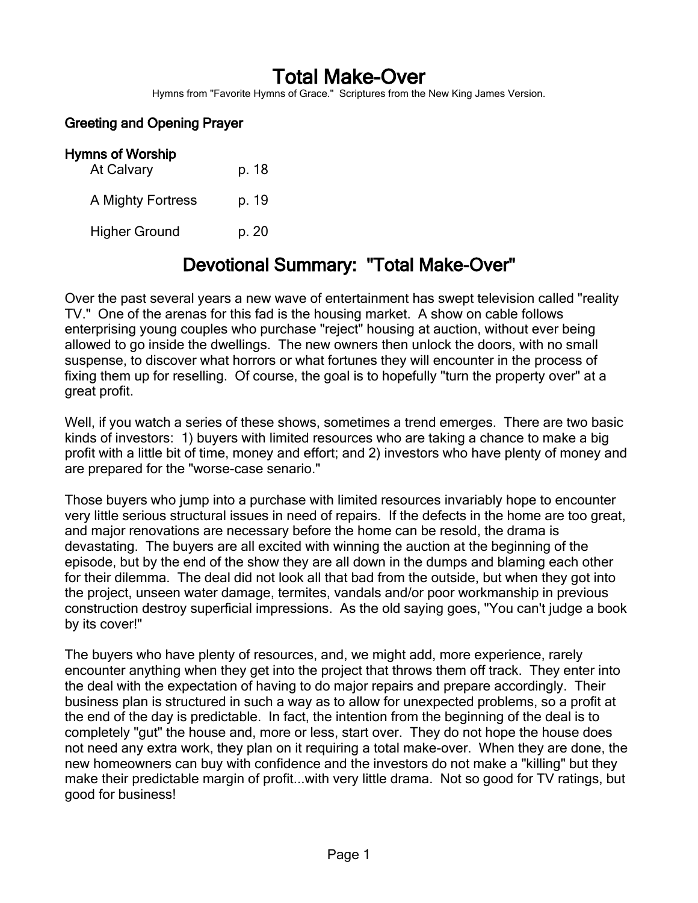# Total Make-Over

Hymns from "Favorite Hymns of Grace." Scriptures from the New King James Version.

### Greeting and Opening Prayer

### Hymns of Worship

| | |
|---|---|
| At Calvary | p. 18 |
| A Mighty Fortress | p. 19 |
| Higher Ground | p. 20 |

## Devotional Summary: "Total Make-Over"

Over the past several years a new wave of entertainment has swept television called "reality TV." One of the arenas for this fad is the housing market. A show on cable follows enterprising young couples who purchase "reject" housing at auction, without ever being allowed to go inside the dwellings. The new owners then unlock the doors, with no small suspense, to discover what horrors or what fortunes they will encounter in the process of fixing them up for reselling. Of course, the goal is to hopefully "turn the property over" at a great profit.

Well, if you watch a series of these shows, sometimes a trend emerges. There are two basic kinds of investors: 1) buyers with limited resources who are taking a chance to make a big profit with a little bit of time, money and effort; and 2) investors who have plenty of money and are prepared for the "worse-case senario."

Those buyers who jump into a purchase with limited resources invariably hope to encounter very little serious structural issues in need of repairs. If the defects in the home are too great, and major renovations are necessary before the home can be resold, the drama is devastating. The buyers are all excited with winning the auction at the beginning of the episode, but by the end of the show they are all down in the dumps and blaming each other for their dilemma. The deal did not look all that bad from the outside, but when they got into the project, unseen water damage, termites, vandals and/or poor workmanship in previous construction destroy superficial impressions. As the old saying goes, "You can't judge a book by its cover!"

The buyers who have plenty of resources, and, we might add, more experience, rarely encounter anything when they get into the project that throws them off track. They enter into the deal with the expectation of having to do major repairs and prepare accordingly. Their business plan is structured in such a way as to allow for unexpected problems, so a profit at the end of the day is predictable. In fact, the intention from the beginning of the deal is to completely "gut" the house and, more or less, start over. They do not hope the house does not need any extra work, they plan on it requiring a total make-over. When they are done, the new homeowners can buy with confidence and the investors do not make a "killing" but they make their predictable margin of profit...with very little drama. Not so good for TV ratings, but good for business!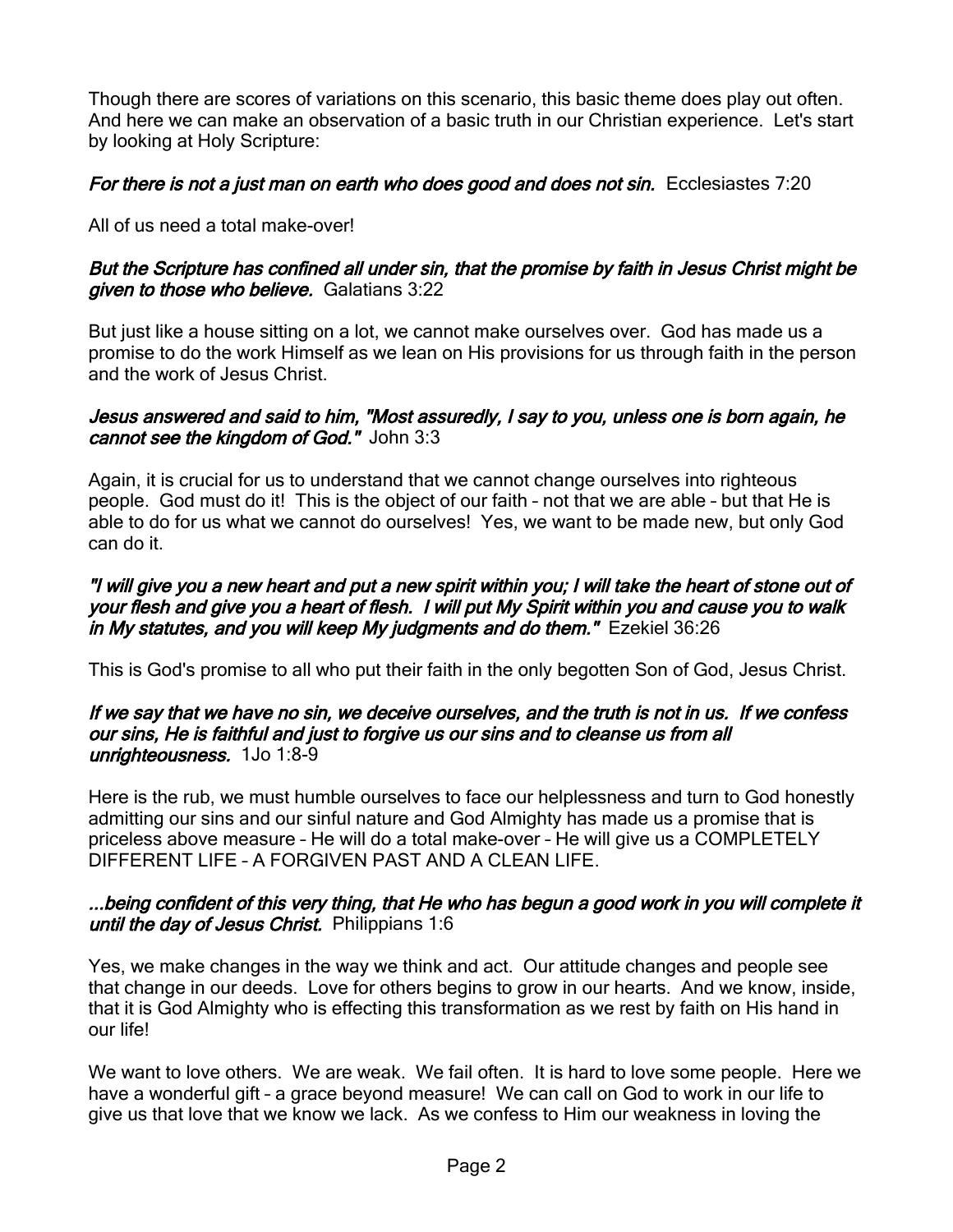Though there are scores of variations on this scenario, this basic theme does play out often. And here we can make an observation of a basic truth in our Christian experience. Let's start by looking at Holy Scripture:

***For there is not a just man on earth who does good and does not sin.*** Ecclesiastes 7:20

All of us need a total make-over!

***But the Scripture has confined all under sin, that the promise by faith in Jesus Christ might be given to those who believe.*** Galatians 3:22

But just like a house sitting on a lot, we cannot make ourselves over. God has made us a promise to do the work Himself as we lean on His provisions for us through faith in the person and the work of Jesus Christ.

***Jesus answered and said to him, "Most assuredly, I say to you, unless one is born again, he cannot see the kingdom of God."*** John 3:3

Again, it is crucial for us to understand that we cannot change ourselves into righteous people. God must do it! This is the object of our faith – not that we are able – but that He is able to do for us what we cannot do ourselves! Yes, we want to be made new, but only God can do it.

***"I will give you a new heart and put a new spirit within you; I will take the heart of stone out of your flesh and give you a heart of flesh. I will put My Spirit within you and cause you to walk in My statutes, and you will keep My judgments and do them."*** Ezekiel 36:26

This is God's promise to all who put their faith in the only begotten Son of God, Jesus Christ.

***If we say that we have no sin, we deceive ourselves, and the truth is not in us. If we confess our sins, He is faithful and just to forgive us our sins and to cleanse us from all unrighteousness.*** 1Jo 1:8-9

Here is the rub, we must humble ourselves to face our helplessness and turn to God honestly admitting our sins and our sinful nature and God Almighty has made us a promise that is priceless above measure – He will do a total make-over – He will give us a COMPLETELY DIFFERENT LIFE – A FORGIVEN PAST AND A CLEAN LIFE.

***...being confident of this very thing, that He who has begun a good work in you will complete it until the day of Jesus Christ.*** Philippians 1:6

Yes, we make changes in the way we think and act. Our attitude changes and people see that change in our deeds. Love for others begins to grow in our hearts. And we know, inside, that it is God Almighty who is effecting this transformation as we rest by faith on His hand in our life!

We want to love others. We are weak. We fail often. It is hard to love some people. Here we have a wonderful gift – a grace beyond measure! We can call on God to work in our life to give us that love that we know we lack. As we confess to Him our weakness in loving the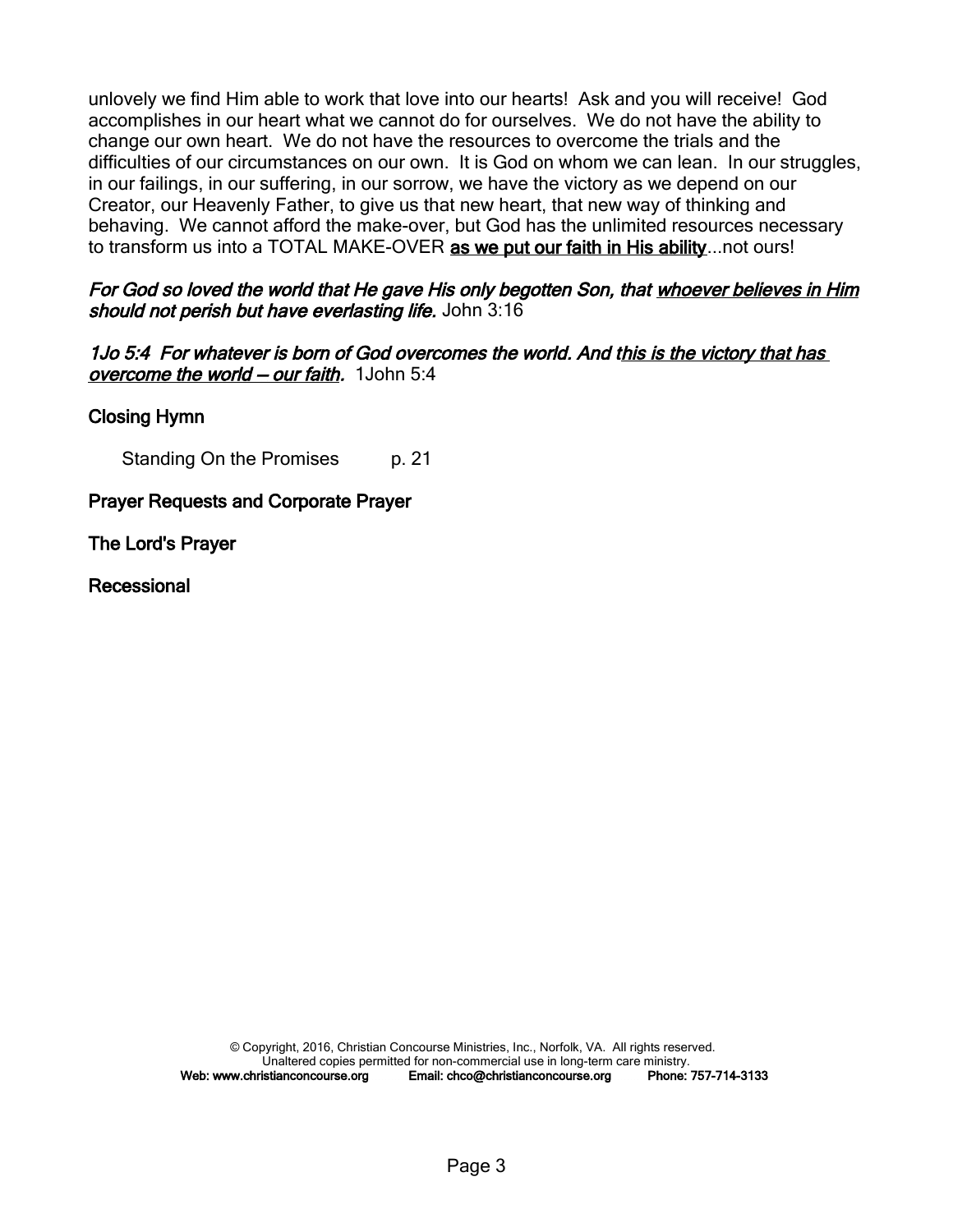unlovely we find Him able to work that love into our hearts! Ask and you will receive! God accomplishes in our heart what we cannot do for ourselves. We do not have the ability to change our own heart. We do not have the resources to overcome the trials and the difficulties of our circumstances on our own. It is God on whom we can lean. In our struggles, in our failings, in our suffering, in our sorrow, we have the victory as we depend on our Creator, our Heavenly Father, to give us that new heart, that new way of thinking and behaving. We cannot afford the make-over, but God has the unlimited resources necessary to transform us into a TOTAL MAKE-OVER <u>**as we put our faith in His ability**</u>...not ours!

***For God so loved the world that He gave His only begotten Son, that <u>whoever believes in Him should not perish but have everlasting life</u>.*** John 3:16

***1Jo 5:4 For whatever is born of God overcomes the world. And t<u>his is the victory that has overcome the world — our faith</u>.*** 1John 5:4

**Closing Hymn**

Standing On the Promises p. 21

**Prayer Requests and Corporate Prayer**

**The Lord's Prayer**

**Recessional**

© Copyright, 2016, Christian Concourse Ministries, Inc., Norfolk, VA. All rights reserved.
Unaltered copies permitted for non-commercial use in long-term care ministry.
**Web: www.christianconcourse.org Email: chco@christianconcourse.org Phone: 757-714-3133**